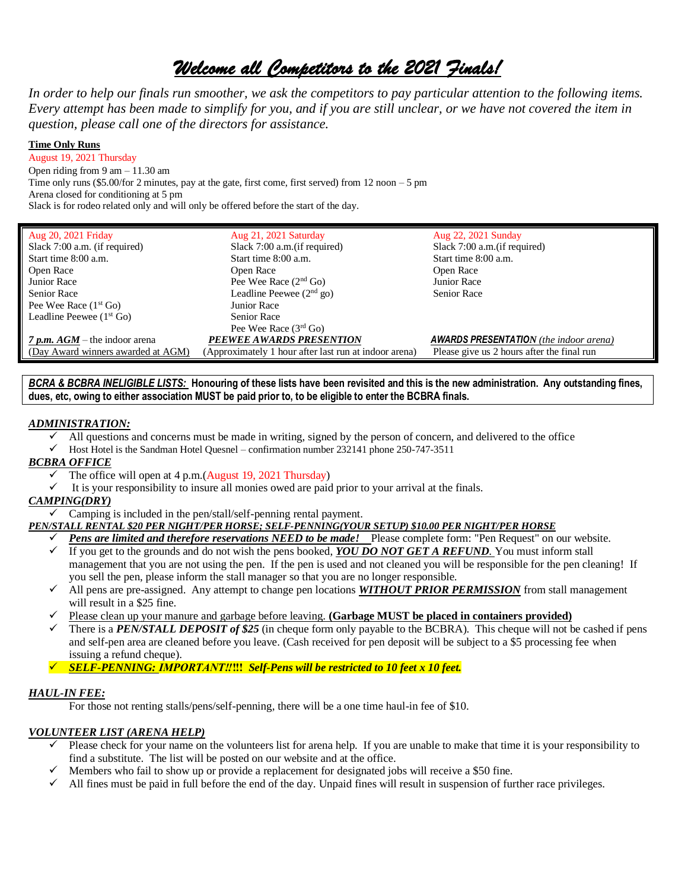# *Welcome all Competitors to the 2021 Finals!*

*In order to help our finals run smoother, we ask the competitors to pay particular attention to the following items. Every attempt has been made to simplify for you, and if you are still unclear, or we have not covered the item in question, please call one of the directors for assistance.*

**Time Only Runs**

August 19, 2021 Thursday

Open riding from 9 am – 11.30 am

Time only runs ($5.00/for 2 minutes, pay at the gate, first come, first served) from 12 noon – 5 pm

Arena closed for conditioning at 5 pm

Slack is for rodeo related only and will only be offered before the start of the day.

| Aug 20, 2021 Friday | Aug 21, 2021 Saturday | Aug 22, 2021 Sunday |
|---|---|---|
| Slack 7:00 a.m. (if required) | Slack 7:00 a.m.(if required) | Slack 7:00 a.m.(if required) |
| Start time 8:00 a.m. | Start time 8:00 a.m. | Start time 8:00 a.m. |
| Open Race | Open Race | Open Race |
| Junior Race | Pee Wee Race (2nd Go) | Junior Race |
| Senior Race | Leadline Peewee (2nd go) | Senior Race |
| Pee Wee Race (1st Go) | Junior Race | |
| Leadline Peewee (1st Go) | Senior Race | |
| | Pee Wee Race (3rd Go) | |
| ***7 p.m. AGM*** – the indoor arena | ***PEEWEE AWARDS PRESENTION*** | ***AWARDS PRESENTATION*** *(the indoor arena)* |
| (Day Award winners awarded at AGM) | (Approximately 1 hour after last run at indoor arena) | Please give us 2 hours after the final run |

***BCRA & BCBRA INELIGIBLE LISTS:*** **Honouring of these lists have been revisited and this is the new administration. Any outstanding fines, dues, etc, owing to either association MUST be paid prior to, to be eligible to enter the BCBRA finals.**

### *ADMINISTRATION:*

- ✓ All questions and concerns must be made in writing, signed by the person of concern, and delivered to the office
- ✓ Host Hotel is the Sandman Hotel Quesnel – confirmation number 232141 phone 250-747-3511

### *BCBRA OFFICE*

- ✓ The office will open at 4 p.m.(August 19, 2021 Thursday)
- ✓ It is your responsibility to insure all monies owed are paid prior to your arrival at the finals.

### *CAMPING(DRY)*

- ✓ Camping is included in the pen/stall/self-penning rental payment.

***PEN/STALL RENTAL $20 PER NIGHT/PER HORSE; SELF-PENNING(YOUR SETUP) $10.00 PER NIGHT/PER HORSE***

- ✓ ***Pens are limited and therefore reservations NEED to be made!*** Please complete form: "Pen Request" on our website.
- ✓ If you get to the grounds and do not wish the pens booked, ***YOU DO NOT GET A REFUND.*** You must inform stall management that you are not using the pen. If the pen is used and not cleaned you will be responsible for the pen cleaning! If you sell the pen, please inform the stall manager so that you are no longer responsible.
- ✓ All pens are pre-assigned. Any attempt to change pen locations ***WITHOUT PRIOR PERMISSION*** from stall management will result in a $25 fine.
- ✓ Please clean up your manure and garbage before leaving. **(Garbage MUST be placed in containers provided)**
- ✓ There is a ***PEN/STALL DEPOSIT of $25*** (in cheque form only payable to the BCBRA). This cheque will not be cashed if pens and self-pen area are cleaned before you leave. (Cash received for pen deposit will be subject to a $5 processing fee when issuing a refund cheque).
- ✓ ***SELF-PENNING: IMPORTANT!!!!! Self-Pens will be restricted to 10 feet x 10 feet.***

### *HAUL-IN FEE:*

For those not renting stalls/pens/self-penning, there will be a one time haul-in fee of $10.

### *VOLUNTEER LIST (ARENA HELP)*

- ✓ Please check for your name on the volunteers list for arena help. If you are unable to make that time it is your responsibility to find a substitute. The list will be posted on our website and at the office.
- ✓ Members who fail to show up or provide a replacement for designated jobs will receive a $50 fine.
- ✓ All fines must be paid in full before the end of the day. Unpaid fines will result in suspension of further race privileges.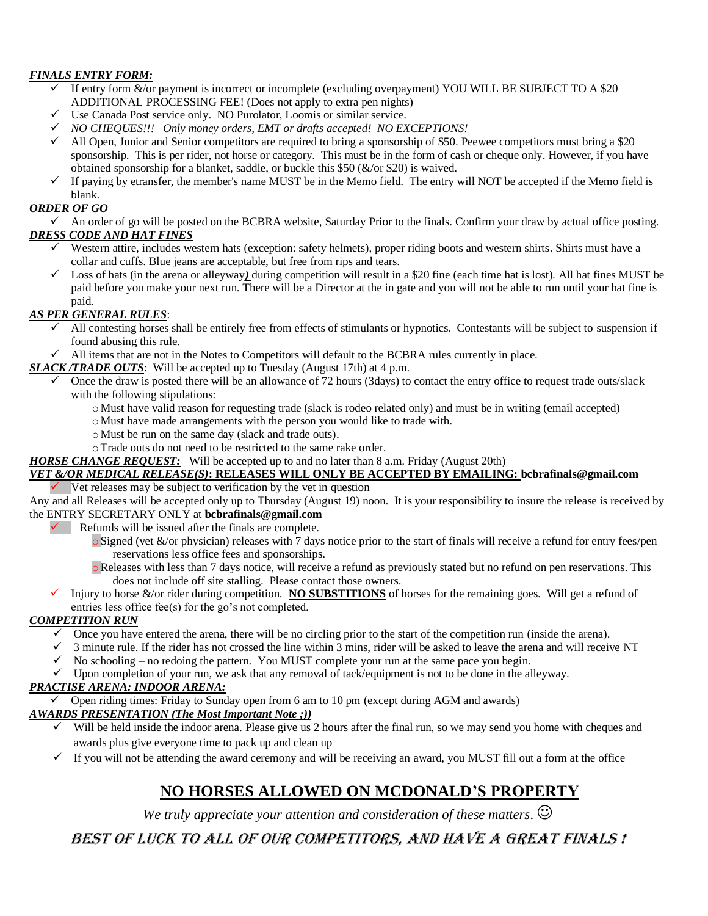***FINALS ENTRY FORM:***

- ✓ If entry form &/or payment is incorrect or incomplete (excluding overpayment) YOU WILL BE SUBJECT TO A $20 ADDITIONAL PROCESSING FEE! (Does not apply to extra pen nights)
- ✓ Use Canada Post service only. NO Purolator, Loomis or similar service.
- ✓ *NO CHEQUES!!! Only money orders, EMT or drafts accepted! NO EXCEPTIONS!*
- ✓ All Open, Junior and Senior competitors are required to bring a sponsorship of $50. Peewee competitors must bring a $20 sponsorship. This is per rider, not horse or category. This must be in the form of cash or cheque only. However, if you have obtained sponsorship for a blanket, saddle, or buckle this $50 (&/or $20) is waived.
- ✓ If paying by etransfer, the member's name MUST be in the Memo field. The entry will NOT be accepted if the Memo field is blank.

***ORDER OF GO***

- ✓ An order of go will be posted on the BCBRA website, Saturday Prior to the finals. Confirm your draw by actual office posting.

***DRESS CODE AND HAT FINES***

- ✓ Western attire, includes western hats (exception: safety helmets), proper riding boots and western shirts. Shirts must have a collar and cuffs. Blue jeans are acceptable, but free from rips and tears.
- ✓ Loss of hats (in the arena or alleyway) during competition will result in a $20 fine (each time hat is lost). All hat fines MUST be paid before you make your next run. There will be a Director at the in gate and you will not be able to run until your hat fine is paid.

***AS PER GENERAL RULES***:

- ✓ All contesting horses shall be entirely free from effects of stimulants or hypnotics. Contestants will be subject to suspension if found abusing this rule.
- ✓ All items that are not in the Notes to Competitors will default to the BCBRA rules currently in place.

***SLACK /TRADE OUTS***: Will be accepted up to Tuesday (August 17th) at 4 p.m.

- ✓ Once the draw is posted there will be an allowance of 72 hours (3days) to contact the entry office to request trade outs/slack with the following stipulations:
  - o Must have valid reason for requesting trade (slack is rodeo related only) and must be in writing (email accepted)
  - o Must have made arrangements with the person you would like to trade with.
  - o Must be run on the same day (slack and trade outs).
  - o Trade outs do not need to be restricted to the same rake order.

***HORSE CHANGE REQUEST:*** Will be accepted up to and no later than 8 a.m. Friday (August 20th)

***VET &/OR MEDICAL RELEASE(S)*: RELEASES WILL ONLY BE ACCEPTED BY EMAILING: bcbrafinals@gmail.com**

- ✓ Vet releases may be subject to verification by the vet in question

Any and all Releases will be accepted only up to Thursday (August 19) noon. It is your responsibility to insure the release is received by the ENTRY SECRETARY ONLY at **bcbrafinals@gmail.com**

- ✓ Refunds will be issued after the finals are complete.
  - o Signed (vet &/or physician) releases with 7 days notice prior to the start of finals will receive a refund for entry fees/pen reservations less office fees and sponsorships.
  - o Releases with less than 7 days notice, will receive a refund as previously stated but no refund on pen reservations. This does not include off site stalling. Please contact those owners.
- ✓ Injury to horse &/or rider during competition. **NO SUBSTITIONS** of horses for the remaining goes. Will get a refund of entries less office fee(s) for the go's not completed.

***COMPETITION RUN***

- ✓ Once you have entered the arena, there will be no circling prior to the start of the competition run (inside the arena).
- ✓ 3 minute rule. If the rider has not crossed the line within 3 mins, rider will be asked to leave the arena and will receive NT
- ✓ No schooling – no redoing the pattern. You MUST complete your run at the same pace you begin.
- ✓ Upon completion of your run, we ask that any removal of tack/equipment is not to be done in the alleyway.

***PRACTISE ARENA: INDOOR ARENA:***

- ✓ Open riding times: Friday to Sunday open from 6 am to 10 pm (except during AGM and awards)

***AWARDS PRESENTATION (The Most Important Note ;))***

- ✓ Will be held inside the indoor arena. Please give us 2 hours after the final run, so we may send you home with cheques and awards plus give everyone time to pack up and clean up
- ✓ If you will not be attending the award ceremony and will be receiving an award, you MUST fill out a form at the office

## NO HORSES ALLOWED ON MCDONALD'S PROPERTY

*We truly appreciate your attention and consideration of these matters.* ☺

**BEST OF LUCK TO ALL OF OUR COMPETITORS, AND HAVE A GREAT FINALS !**